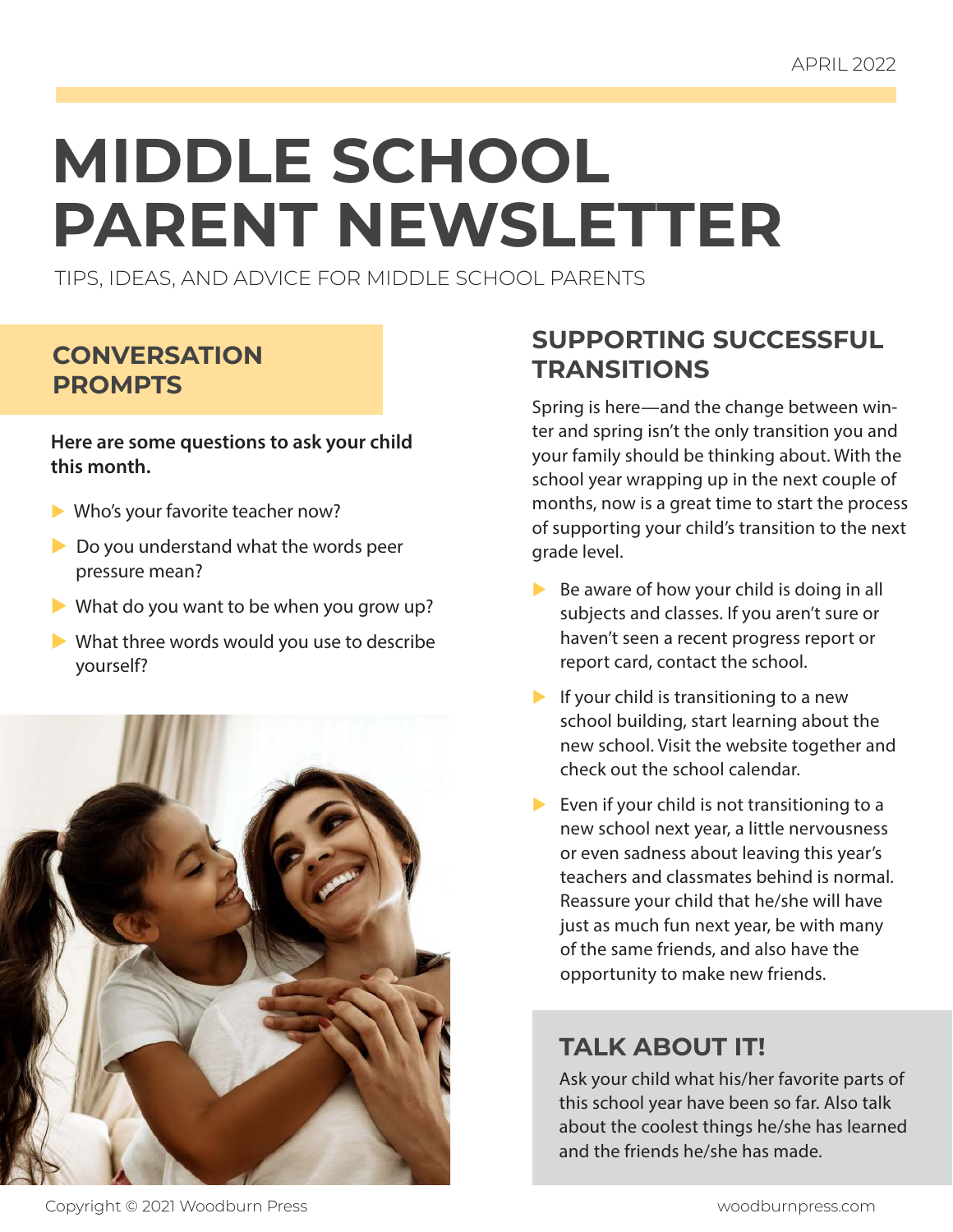APRIL 2022

# MIDDLE SCHOOL PARENT NEWSLETTER

TIPS, IDEAS, AND ADVICE FOR MIDDLE SCHOOL PARENTS

## CONVERSATION PROMPTS

**Here are some questions to ask your child this month.**

- Who's your favorite teacher now?
- Do you understand what the words peer pressure mean?
- What do you want to be when you grow up?
- What three words would you use to describe yourself?

## SUPPORTING SUCCESSFUL TRANSITIONS

Spring is here—and the change between winter and spring isn't the only transition you and your family should be thinking about. With the school year wrapping up in the next couple of months, now is a great time to start the process of supporting your child's transition to the next grade level.

- Be aware of how your child is doing in all subjects and classes. If you aren't sure or haven't seen a recent progress report or report card, contact the school.
- If your child is transitioning to a new school building, start learning about the new school. Visit the website together and check out the school calendar.
- Even if your child is not transitioning to a new school next year, a little nervousness or even sadness about leaving this year's teachers and classmates behind is normal. Reassure your child that he/she will have just as much fun next year, be with many of the same friends, and also have the opportunity to make new friends.

## TALK ABOUT IT!

Ask your child what his/her favorite parts of this school year have been so far. Also talk about the coolest things he/she has learned and the friends he/she has made.

Copyright © 2021 Woodburn Press

woodburnpress.com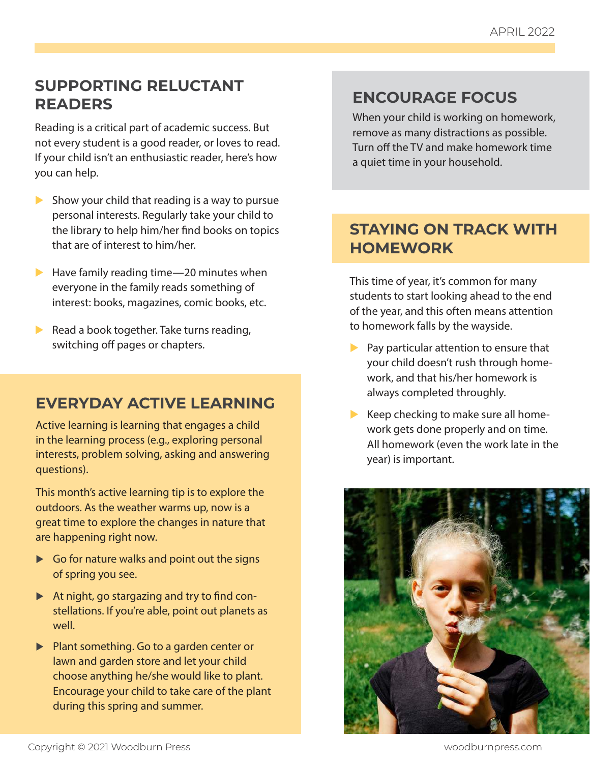## SUPPORTING RELUCTANT READERS

Reading is a critical part of academic success. But not every student is a good reader, or loves to read. If your child isn't an enthusiastic reader, here's how you can help.

- Show your child that reading is a way to pursue personal interests. Regularly take your child to the library to help him/her find books on topics that are of interest to him/her.
- Have family reading time—20 minutes when everyone in the family reads something of interest: books, magazines, comic books, etc.
- Read a book together. Take turns reading, switching off pages or chapters.

## EVERYDAY ACTIVE LEARNING

Active learning is learning that engages a child in the learning process (e.g., exploring personal interests, problem solving, asking and answering questions).

This month's active learning tip is to explore the outdoors. As the weather warms up, now is a great time to explore the changes in nature that are happening right now.

- Go for nature walks and point out the signs of spring you see.
- At night, go stargazing and try to find constellations. If you're able, point out planets as well.
- Plant something. Go to a garden center or lawn and garden store and let your child choose anything he/she would like to plant. Encourage your child to take care of the plant during this spring and summer.

## ENCOURAGE FOCUS

When your child is working on homework, remove as many distractions as possible. Turn off the TV and make homework time a quiet time in your household.

## STAYING ON TRACK WITH HOMEWORK

This time of year, it's common for many students to start looking ahead to the end of the year, and this often means attention to homework falls by the wayside.

- Pay particular attention to ensure that your child doesn't rush through homework, and that his/her homework is always completed throughly.
- Keep checking to make sure all homework gets done properly and on time. All homework (even the work late in the year) is important.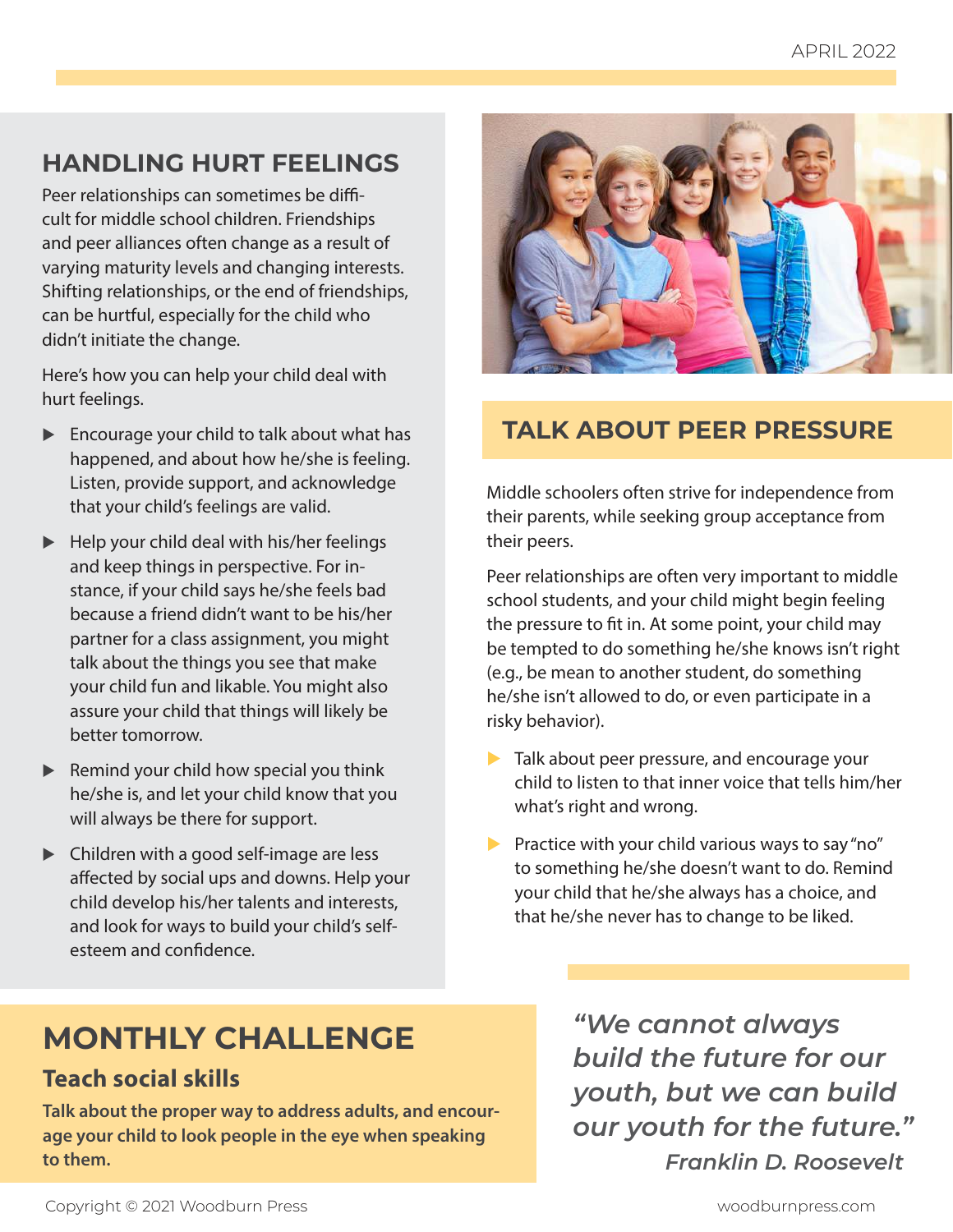## HANDLING HURT FEELINGS

Peer relationships can sometimes be difficult for middle school children. Friendships and peer alliances often change as a result of varying maturity levels and changing interests. Shifting relationships, or the end of friendships, can be hurtful, especially for the child who didn't initiate the change.

Here's how you can help your child deal with hurt feelings.

- Encourage your child to talk about what has happened, and about how he/she is feeling. Listen, provide support, and acknowledge that your child's feelings are valid.
- Help your child deal with his/her feelings and keep things in perspective. For instance, if your child says he/she feels bad because a friend didn't want to be his/her partner for a class assignment, you might talk about the things you see that make your child fun and likable. You might also assure your child that things will likely be better tomorrow.
- Remind your child how special you think he/she is, and let your child know that you will always be there for support.
- Children with a good self-image are less affected by social ups and downs. Help your child develop his/her talents and interests, and look for ways to build your child's self-esteem and confidence.

## TALK ABOUT PEER PRESSURE

Middle schoolers often strive for independence from their parents, while seeking group acceptance from their peers.

Peer relationships are often very important to middle school students, and your child might begin feeling the pressure to fit in. At some point, your child may be tempted to do something he/she knows isn't right (e.g., be mean to another student, do something he/she isn't allowed to do, or even participate in a risky behavior).

- Talk about peer pressure, and encourage your child to listen to that inner voice that tells him/her what's right and wrong.
- Practice with your child various ways to say "no" to something he/she doesn't want to do. Remind your child that he/she always has a choice, and that he/she never has to change to be liked.

## MONTHLY CHALLENGE

### Teach social skills

**Talk about the proper way to address adults, and encourage your child to look people in the eye when speaking to them.**

*"We cannot always build the future for our youth, but we can build our youth for the future."*

*Franklin D. Roosevelt*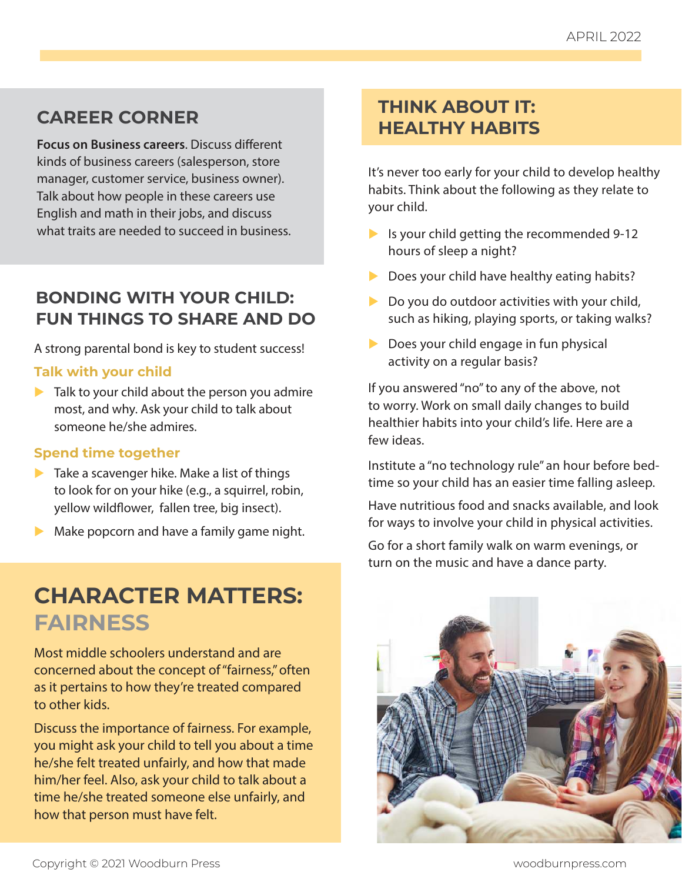APRIL 2022

## CAREER CORNER

**Focus on Business careers**. Discuss different kinds of business careers (salesperson, store manager, customer service, business owner). Talk about how people in these careers use English and math in their jobs, and discuss what traits are needed to succeed in business.

## BONDING WITH YOUR CHILD: FUN THINGS TO SHARE AND DO

A strong parental bond is key to student success!

### Talk with your child

- Talk to your child about the person you admire most, and why. Ask your child to talk about someone he/she admires.

### Spend time together

- Take a scavenger hike. Make a list of things to look for on your hike (e.g., a squirrel, robin, yellow wildflower, fallen tree, big insect).
- Make popcorn and have a family game night.

## CHARACTER MATTERS: FAIRNESS

Most middle schoolers understand and are concerned about the concept of "fairness," often as it pertains to how they're treated compared to other kids.

Discuss the importance of fairness. For example, you might ask your child to tell you about a time he/she felt treated unfairly, and how that made him/her feel. Also, ask your child to talk about a time he/she treated someone else unfairly, and how that person must have felt.

## THINK ABOUT IT: HEALTHY HABITS

It's never too early for your child to develop healthy habits. Think about the following as they relate to your child.

- Is your child getting the recommended 9-12 hours of sleep a night?
- Does your child have healthy eating habits?
- Do you do outdoor activities with your child, such as hiking, playing sports, or taking walks?
- Does your child engage in fun physical activity on a regular basis?

If you answered "no" to any of the above, not to worry. Work on small daily changes to build healthier habits into your child's life. Here are a few ideas.

Institute a "no technology rule" an hour before bedtime so your child has an easier time falling asleep.

Have nutritious food and snacks available, and look for ways to involve your child in physical activities.

Go for a short family walk on warm evenings, or turn on the music and have a dance party.

Copyright © 2021 Woodburn Press

woodburnpress.com